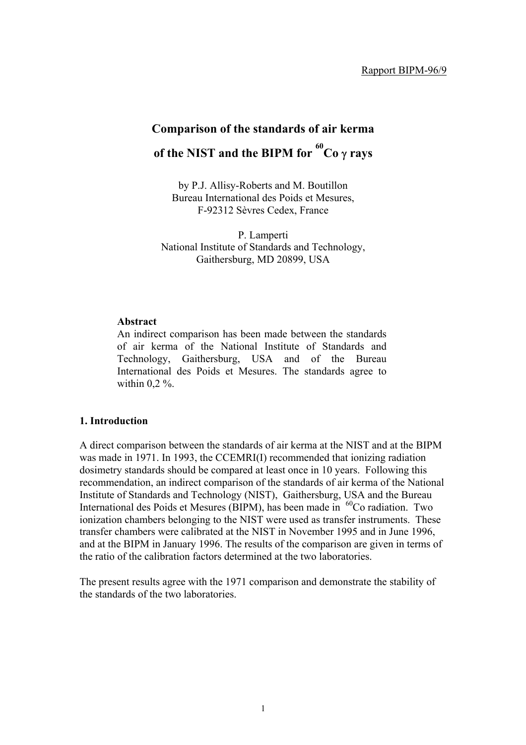Rapport BIPM-96/9

# Comparison of the standards of air kerma of the NIST and the BIPM for $^{60}$Co $\gamma$ rays

by P.J. Allisy-Roberts and M. Boutillon
Bureau International des Poids et Mesures,
F-92312 Sèvres Cedex, France

P. Lamperti
National Institute of Standards and Technology,
Gaithersburg, MD 20899, USA

**Abstract**
An indirect comparison has been made between the standards of air kerma of the National Institute of Standards and Technology, Gaithersburg, USA and of the Bureau International des Poids et Mesures. The standards agree to within 0,2 %.

## 1. Introduction

A direct comparison between the standards of air kerma at the NIST and at the BIPM was made in 1971. In 1993, the CCEMRI(I) recommended that ionizing radiation dosimetry standards should be compared at least once in 10 years. Following this recommendation, an indirect comparison of the standards of air kerma of the National Institute of Standards and Technology (NIST), Gaithersburg, USA and the Bureau International des Poids et Mesures (BIPM), has been made in $^{60}$Co radiation. Two ionization chambers belonging to the NIST were used as transfer instruments. These transfer chambers were calibrated at the NIST in November 1995 and in June 1996, and at the BIPM in January 1996. The results of the comparison are given in terms of the ratio of the calibration factors determined at the two laboratories.

The present results agree with the 1971 comparison and demonstrate the stability of the standards of the two laboratories.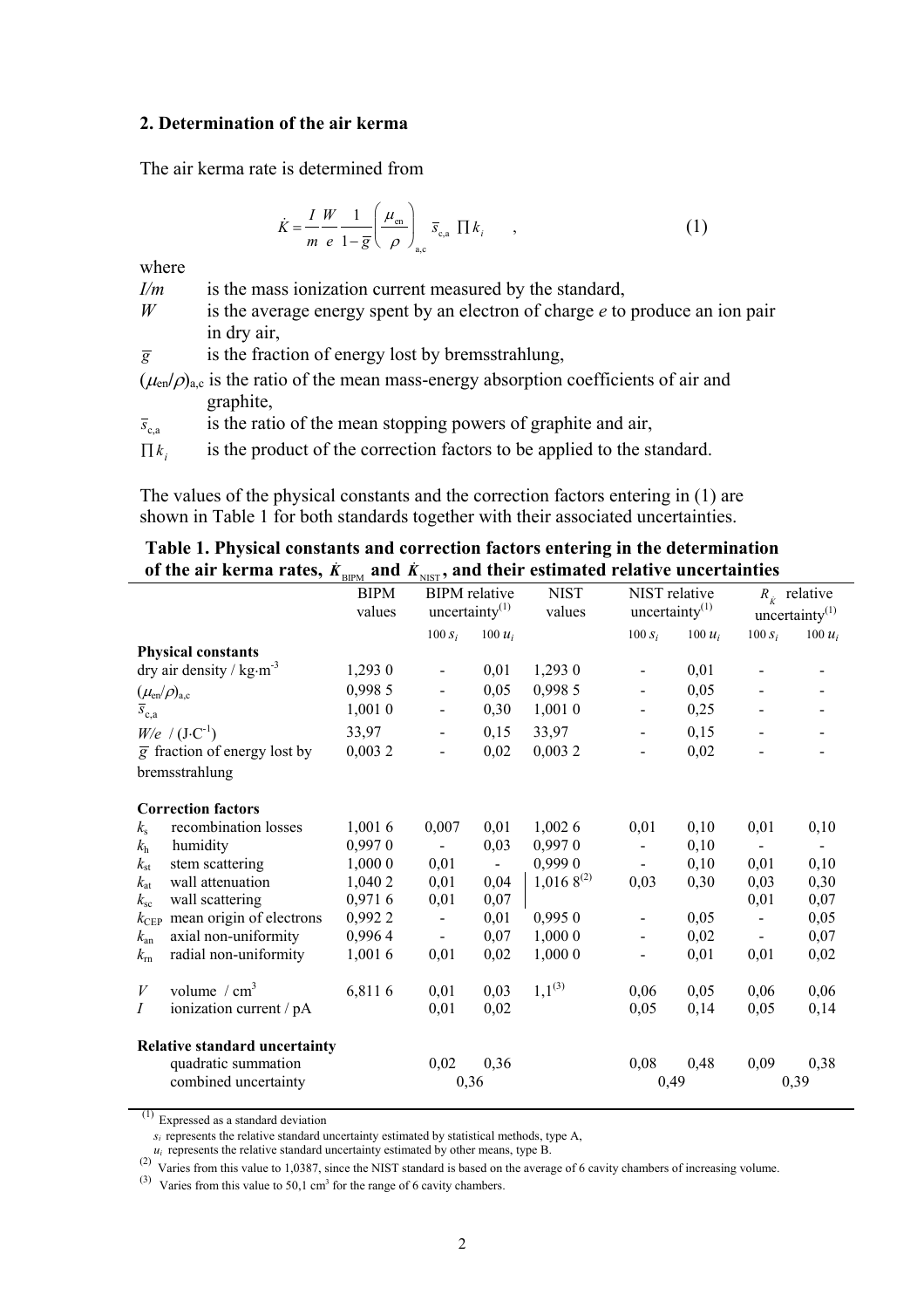## 2. Determination of the air kerma

The air kerma rate is determined from

$$\dot{K} = \frac{I}{m}\frac{W}{e}\frac{1}{1-\bar{g}}\left(\frac{\mu_{\text{en}}}{\rho}\right)_{\text{a,c}} \bar{s}_{\text{c,a}} \prod k_i \qquad , \tag{1}$$

where

- $I/m$ is the mass ionization current measured by the standard,
- $W$ is the average energy spent by an electron of charge $e$ to produce an ion pair in dry air,
- $\bar{g}$ is the fraction of energy lost by bremsstrahlung,
- $(\mu_{\text{en}}/\rho)_{\text{a,c}}$ is the ratio of the mean mass-energy absorption coefficients of air and graphite,
- $\bar{s}_{\text{c,a}}$ is the ratio of the mean stopping powers of graphite and air,
- $\prod k_i$ is the product of the correction factors to be applied to the standard.

The values of the physical constants and the correction factors entering in (1) are shown in Table 1 for both standards together with their associated uncertainties.

**Table 1. Physical constants and correction factors entering in the determination of the air kerma rates, $\dot{K}_{\text{BIPM}}$ and $\dot{K}_{\text{NIST}}$, and their estimated relative uncertainties**

| | BIPM values | BIPM relative uncertainty[(1)] | | NIST values | NIST relative uncertainty[(1)] | | $R_{\dot{K}}$ relative uncertainty[(1)] | |
|---|---|---|---|---|---|---|---|---|
| | | $100\, s_i$ | $100\, u_i$ | | $100\, s_i$ | $100\, u_i$ | $100\, s_i$ | $100\, u_i$ |
| **Physical constants** | | | | | | | | |
| dry air density / kg·m$^{-3}$ | 1,293 0 | - | 0,01 | 1,293 0 | - | 0,01 | - | - |
| $(\mu_{\text{en}}/\rho)_{\text{a,c}}$ | 0,998 5 | - | 0,05 | 0,998 5 | - | 0,05 | - | - |
| $\bar{s}_{\text{c,a}}$ | 1,001 0 | - | 0,30 | 1,001 0 | - | 0,25 | - | - |
| $W/e$ / (J·C$^{-1}$) | 33,97 | - | 0,15 | 33,97 | - | 0,15 | - | - |
| $\bar{g}$ fraction of energy lost by bremsstrahlung | 0,003 2 | - | 0,02 | 0,003 2 | - | 0,02 | - | - |
| **Correction factors** | | | | | | | | |
| $k_{\text{s}}$ recombination losses | 1,001 6 | 0,007 | 0,01 | 1,002 6 | 0,01 | 0,10 | 0,01 | 0,10 |
| $k_{\text{h}}$ humidity | 0,997 0 | - | 0,03 | 0,997 0 | - | 0,10 | - | - |
| $k_{\text{st}}$ stem scattering | 1,000 0 | 0,01 | - | 0,999 0 | - | 0,10 | 0,01 | 0,10 |
| $k_{\text{at}}$ wall attenuation | 1,040 2 | 0,01 | 0,04 | 1,016 8[(2)] | 0,03 | 0,30 | 0,03 | 0,30 |
| $k_{\text{sc}}$ wall scattering | 0,971 6 | 0,01 | 0,07 | | | | 0,01 | 0,07 |
| $k_{\text{CEP}}$ mean origin of electrons | 0,992 2 | - | 0,01 | 0,995 0 | - | 0,05 | - | 0,05 |
| $k_{\text{an}}$ axial non-uniformity | 0,996 4 | - | 0,07 | 1,000 0 | - | 0,02 | - | 0,07 |
| $k_{\text{rn}}$ radial non-uniformity | 1,001 6 | 0,01 | 0,02 | 1,000 0 | - | 0,01 | 0,01 | 0,02 |
| $V$ volume / cm$^3$ | 6,811 6 | 0,01 | 0,03 | 1,1[(3)] | 0,06 | 0,05 | 0,06 | 0,06 |
| $I$ ionization current / pA | | 0,01 | 0,02 | | 0,05 | 0,14 | 0,05 | 0,14 |
| **Relative standard uncertainty** | | | | | | | | |
| quadratic summation | | 0,02 | 0,36 | | 0,08 | 0,48 | 0,09 | 0,38 |
| combined uncertainty | | 0,36 | | | 0,49 | | 0,39 | |

(1) Expressed as a standard deviation

$s_i$ represents the relative standard uncertainty estimated by statistical methods, type A,

$u_i$ represents the relative standard uncertainty estimated by other means, type B.

(2) Varies from this value to 1,0387, since the NIST standard is based on the average of 6 cavity chambers of increasing volume.

(3) Varies from this value to 50,1 cm$^3$ for the range of 6 cavity chambers.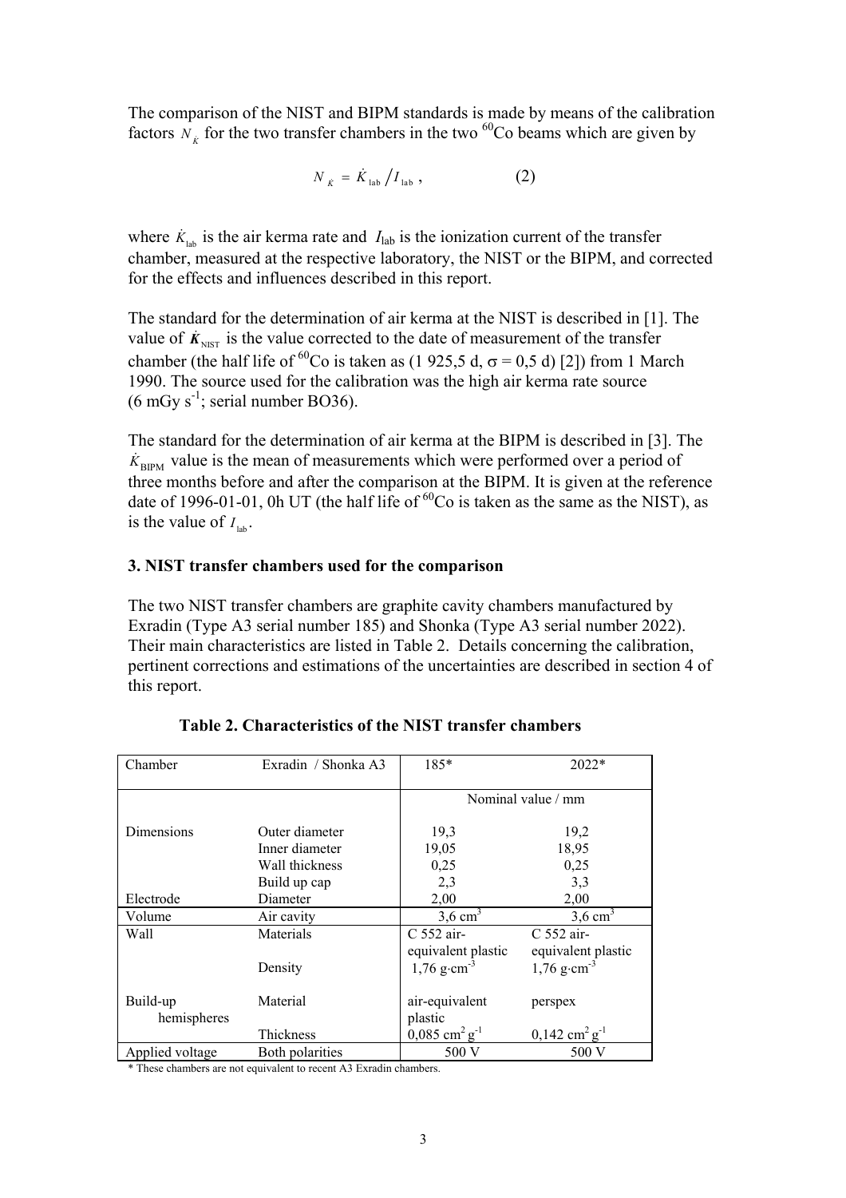The comparison of the NIST and BIPM standards is made by means of the calibration factors $N_{\dot{K}}$ for the two transfer chambers in the two $^{60}$Co beams which are given by

$$N_{\dot{K}} = \dot{K}_{\text{lab}} / I_{\text{lab}} \,, \qquad (2)$$

where $\dot{K}_{\text{lab}}$ is the air kerma rate and $I_{\text{lab}}$ is the ionization current of the transfer chamber, measured at the respective laboratory, the NIST or the BIPM, and corrected for the effects and influences described in this report.

The standard for the determination of air kerma at the NIST is described in [1]. The value of $\dot{\boldsymbol{K}}_{\text{NIST}}$ is the value corrected to the date of measurement of the transfer chamber (the half life of $^{60}$Co is taken as (1 925,5 d, $\sigma$ = 0,5 d) [2]) from 1 March 1990. The source used for the calibration was the high air kerma rate source (6 mGy s$^{-1}$; serial number BO36).

The standard for the determination of air kerma at the BIPM is described in [3]. The $\dot{K}_{\text{BIPM}}$ value is the mean of measurements which were performed over a period of three months before and after the comparison at the BIPM. It is given at the reference date of 1996-01-01, 0h UT (the half life of $^{60}$Co is taken as the same as the NIST), as is the value of $I_{\text{lab}}$.

### 3. NIST transfer chambers used for the comparison

The two NIST transfer chambers are graphite cavity chambers manufactured by Exradin (Type A3 serial number 185) and Shonka (Type A3 serial number 2022). Their main characteristics are listed in Table 2. Details concerning the calibration, pertinent corrections and estimations of the uncertainties are described in section 4 of this report.

**Table 2. Characteristics of the NIST transfer chambers**

| Chamber | Exradin / Shonka A3 | 185* | 2022* |
|---|---|---|---|
| | | Nominal value / mm | |
| Dimensions | Outer diameter | 19,3 | 19,2 |
| | Inner diameter | 19,05 | 18,95 |
| | Wall thickness | 0,25 | 0,25 |
| | Build up cap | 2,3 | 3,3 |
| Electrode | Diameter | 2,00 | 2,00 |
| Volume | Air cavity | 3,6 cm$^3$ | 3,6 cm$^3$ |
| Wall | Materials | C 552 air-equivalent plastic | C 552 air-equivalent plastic |
| | Density | 1,76 g·cm$^{-3}$ | 1,76 g·cm$^{-3}$ |
| Build-up hemispheres | Material | air-equivalent plastic | perspex |
| | Thickness | 0,085 cm$^2$ g$^{-1}$ | 0,142 cm$^2$ g$^{-1}$ |
| Applied voltage | Both polarities | 500 V | 500 V |

\* These chambers are not equivalent to recent A3 Exradin chambers.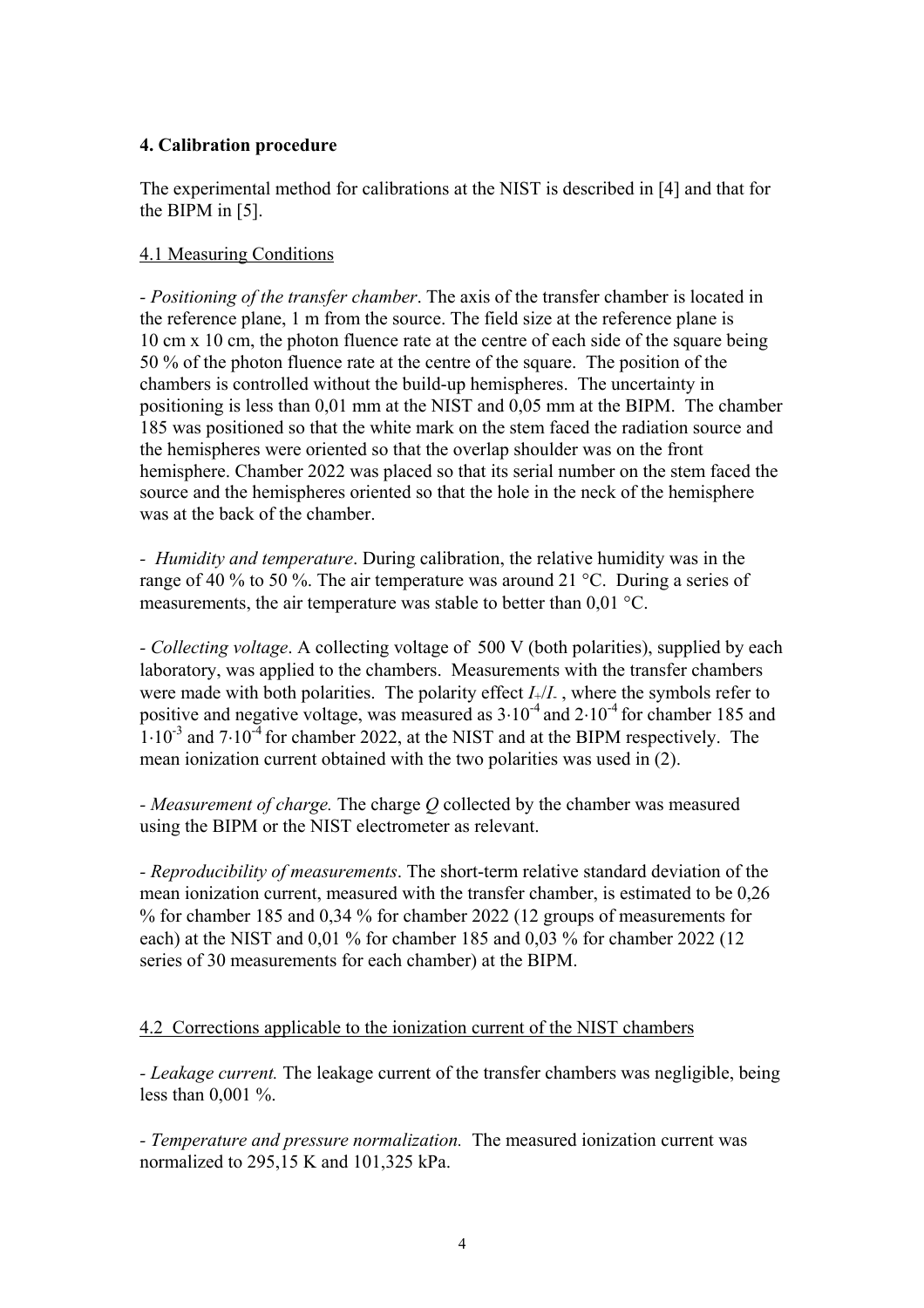## 4. Calibration procedure

The experimental method for calibrations at the NIST is described in [4] and that for the BIPM in [5].

### 4.1 Measuring Conditions

- *Positioning of the transfer chamber*. The axis of the transfer chamber is located in the reference plane, 1 m from the source. The field size at the reference plane is 10 cm x 10 cm, the photon fluence rate at the centre of each side of the square being 50 % of the photon fluence rate at the centre of the square. The position of the chambers is controlled without the build-up hemispheres. The uncertainty in positioning is less than 0,01 mm at the NIST and 0,05 mm at the BIPM. The chamber 185 was positioned so that the white mark on the stem faced the radiation source and the hemispheres were oriented so that the overlap shoulder was on the front hemisphere. Chamber 2022 was placed so that its serial number on the stem faced the source and the hemispheres oriented so that the hole in the neck of the hemisphere was at the back of the chamber.

- *Humidity and temperature*. During calibration, the relative humidity was in the range of 40 % to 50 %. The air temperature was around 21 °C. During a series of measurements, the air temperature was stable to better than 0,01 °C.

- *Collecting voltage*. A collecting voltage of 500 V (both polarities), supplied by each laboratory, was applied to the chambers. Measurements with the transfer chambers were made with both polarities. The polarity effect $I_+/I_-$, where the symbols refer to positive and negative voltage, was measured as $3 \cdot 10^{-4}$ and $2 \cdot 10^{-4}$ for chamber 185 and $1 \cdot 10^{-3}$ and $7 \cdot 10^{-4}$ for chamber 2022, at the NIST and at the BIPM respectively. The mean ionization current obtained with the two polarities was used in (2).

- *Measurement of charge.* The charge $Q$ collected by the chamber was measured using the BIPM or the NIST electrometer as relevant.

- *Reproducibility of measurements*. The short-term relative standard deviation of the mean ionization current, measured with the transfer chamber, is estimated to be 0,26 % for chamber 185 and 0,34 % for chamber 2022 (12 groups of measurements for each) at the NIST and 0,01 % for chamber 185 and 0,03 % for chamber 2022 (12 series of 30 measurements for each chamber) at the BIPM.

### 4.2 Corrections applicable to the ionization current of the NIST chambers

- *Leakage current.* The leakage current of the transfer chambers was negligible, being less than 0,001 %.

- *Temperature and pressure normalization.* The measured ionization current was normalized to 295,15 K and 101,325 kPa.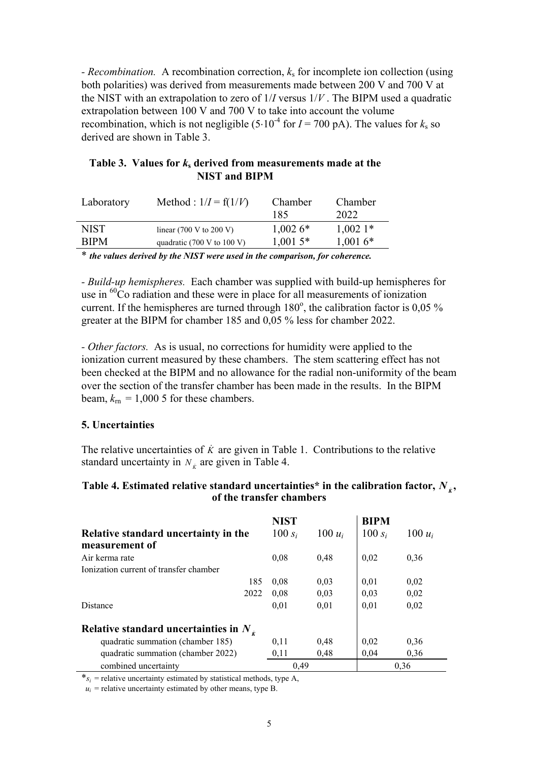- *Recombination.* A recombination correction, $k_s$ for incomplete ion collection (using both polarities) was derived from measurements made between 200 V and 700 V at the NIST with an extrapolation to zero of $1/I$ versus $1/V$ . The BIPM used a quadratic extrapolation between 100 V and 700 V to take into account the volume recombination, which is not negligible ($5 \cdot 10^{-4}$ for $I$ = 700 pA). The values for $k_s$ so derived are shown in Table 3.

**Table 3. Values for $k_s$ derived from measurements made at the NIST and BIPM**

| Laboratory | Method : $1/I = f(1/V)$ | Chamber 185 | Chamber 2022 |
|---|---|---|---|
| NIST | linear (700 V to 200 V) | 1,002 6* | 1,002 1* |
| BIPM | quadratic (700 V to 100 V) | 1,001 5* | 1,001 6* |

\* ***the values derived by the NIST were used in the comparison, for coherence.***

- *Build-up hemispheres.* Each chamber was supplied with build-up hemispheres for use in $^{60}$Co radiation and these were in place for all measurements of ionization current. If the hemispheres are turned through 180°, the calibration factor is 0,05 % greater at the BIPM for chamber 185 and 0,05 % less for chamber 2022.

- *Other factors.* As is usual, no corrections for humidity were applied to the ionization current measured by these chambers. The stem scattering effect has not been checked at the BIPM and no allowance for the radial non-uniformity of the beam over the section of the transfer chamber has been made in the results. In the BIPM beam, $k_{rn}$ = 1,000 5 for these chambers.

**5. Uncertainties**

The relative uncertainties of $\dot{K}$ are given in Table 1. Contributions to the relative standard uncertainty in $N_{\dot{K}}$ are given in Table 4.

**Table 4. Estimated relative standard uncertainties* in the calibration factor, $N_{\dot{K}}$, of the transfer chambers**

| | NIST | | BIPM | |
|---|---|---|---|---|
| **Relative standard uncertainty in the measurement of** | $100\, s_i$ | $100\, u_i$ | $100\, s_i$ | $100\, u_i$ |
| Air kerma rate | 0,08 | 0,48 | 0,02 | 0,36 |
| Ionization current of transfer chamber | | | | |
| 185 | 0,08 | 0,03 | 0,01 | 0,02 |
| 2022 | 0,08 | 0,03 | 0,03 | 0,02 |
| Distance | 0,01 | 0,01 | 0,01 | 0,02 |
| **Relative standard uncertainties in $N_{\dot{K}}$** | | | | |
| quadratic summation (chamber 185) | 0,11 | 0,48 | 0,02 | 0,36 |
| quadratic summation (chamber 2022) | 0,11 | 0,48 | 0,04 | 0,36 |
| combined uncertainty | 0,49 | | 0,36 | |

\*$s_i$ = relative uncertainty estimated by statistical methods, type A,

$u_i$ = relative uncertainty estimated by other means, type B.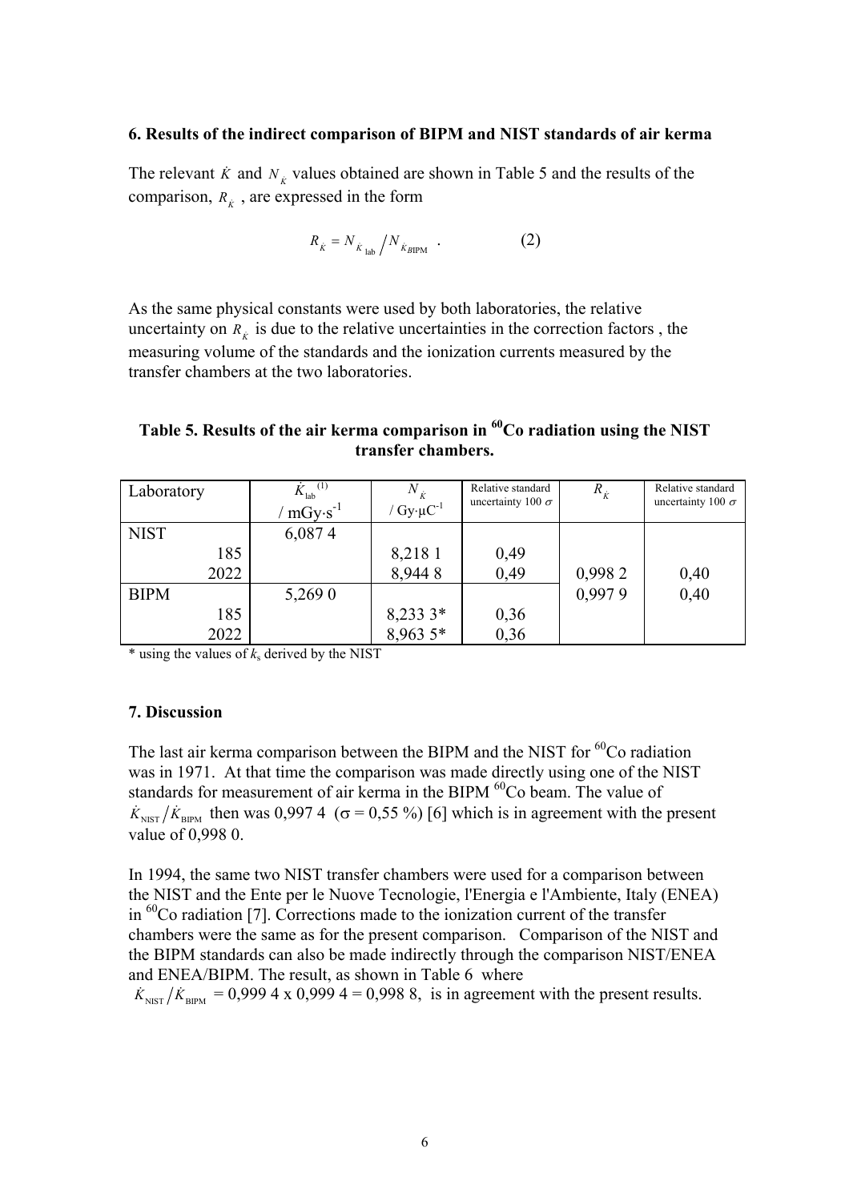### 6. Results of the indirect comparison of BIPM and NIST standards of air kerma

The relevant $\dot{K}$ and $N_{\dot{K}}$ values obtained are shown in Table 5 and the results of the comparison, $R_{\dot{K}}$ , are expressed in the form

$$R_{\dot{K}} = N_{\dot{K}\,\mathrm{lab}} / N_{\dot{K}\,\mathrm{BIPM}} \quad . \qquad (2)$$

As the same physical constants were used by both laboratories, the relative uncertainty on $R_{\dot{K}}$ is due to the relative uncertainties in the correction factors , the measuring volume of the standards and the ionization currents measured by the transfer chambers at the two laboratories.

**Table 5. Results of the air kerma comparison in $^{60}$Co radiation using the NIST transfer chambers.**

| Laboratory | $\dot{K}_{\mathrm{lab}}$ (1) / $\mathrm{mGy{\cdot}s^{-1}}$ | $N_{\dot{K}}$ / $\mathrm{Gy{\cdot}\mu C^{-1}}$ | Relative standard uncertainty 100 $\sigma$ | $R_{\dot{K}}$ | Relative standard uncertainty 100 $\sigma$ |
|---|---|---|---|---|---|
| NIST | 6,087 4 | | | | |
| 185 | | 8,218 1 | 0,49 | | |
| 2022 | | 8,944 8 | 0,49 | 0,998 2 | 0,40 |
| BIPM | 5,269 0 | | | 0,997 9 | 0,40 |
| 185 | | 8,233 3* | 0,36 | | |
| 2022 | | 8,963 5* | 0,36 | | |

\* using the values of $k_s$ derived by the NIST

### 7. Discussion

The last air kerma comparison between the BIPM and the NIST for $^{60}$Co radiation was in 1971. At that time the comparison was made directly using one of the NIST standards for measurement of air kerma in the BIPM $^{60}$Co beam. The value of $\dot{K}_{\mathrm{NIST}} / \dot{K}_{\mathrm{BIPM}}$ then was 0,997 4 ($\sigma$ = 0,55 %) [6] which is in agreement with the present value of 0,998 0.

In 1994, the same two NIST transfer chambers were used for a comparison between the NIST and the Ente per le Nuove Tecnologie, l'Energia e l'Ambiente, Italy (ENEA) in $^{60}$Co radiation [7]. Corrections made to the ionization current of the transfer chambers were the same as for the present comparison. Comparison of the NIST and the BIPM standards can also be made indirectly through the comparison NIST/ENEA and ENEA/BIPM. The result, as shown in Table 6 where $\dot{K}_{\mathrm{NIST}} / \dot{K}_{\mathrm{BIPM}}$ = 0,999 4 x 0,999 4 = 0,998 8, is in agreement with the present results.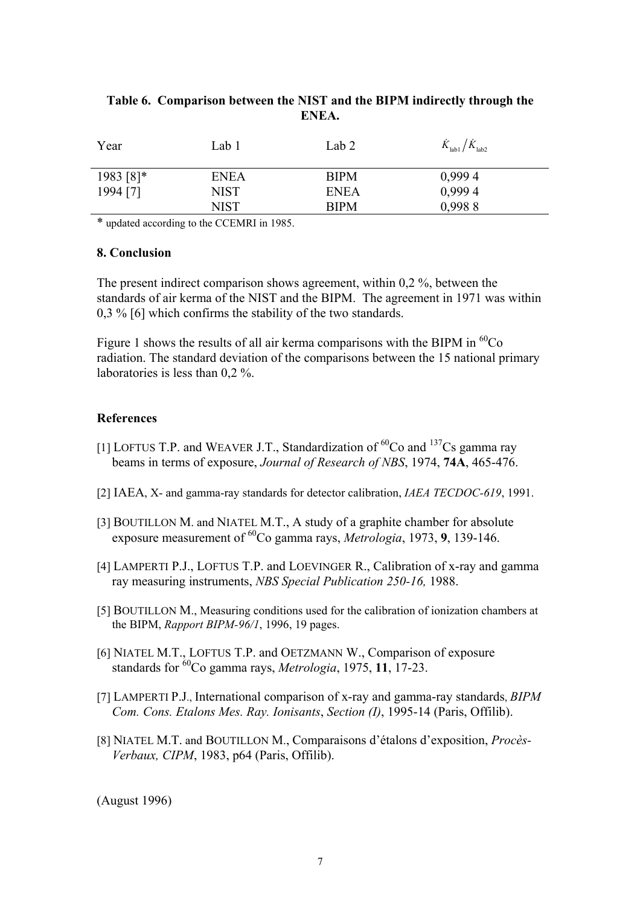**Table 6. Comparison between the NIST and the BIPM indirectly through the ENEA.**

| Year | Lab 1 | Lab 2 | $\dot{K}_{\text{lab1}}/\dot{K}_{\text{lab2}}$ |
|---|---|---|---|
| 1983 [8]* | ENEA | BIPM | 0,999 4 |
| 1994 [7] | NIST | ENEA | 0,999 4 |
| | NIST | BIPM | 0,998 8 |

\* updated according to the CCEMRI in 1985.

**8. Conclusion**

The present indirect comparison shows agreement, within 0,2 %, between the standards of air kerma of the NIST and the BIPM. The agreement in 1971 was within 0,3 % [6] which confirms the stability of the two standards.

Figure 1 shows the results of all air kerma comparisons with the BIPM in $^{60}$Co radiation. The standard deviation of the comparisons between the 15 national primary laboratories is less than 0,2 %.

**References**

[1] LOFTUS T.P. and WEAVER J.T., Standardization of $^{60}$Co and $^{137}$Cs gamma ray beams in terms of exposure, *Journal of Research of NBS*, 1974, **74A**, 465-476.

[2] IAEA, X- and gamma-ray standards for detector calibration, *IAEA TECDOC-619*, 1991.

[3] BOUTILLON M. and NIATEL M.T., A study of a graphite chamber for absolute exposure measurement of $^{60}$Co gamma rays, *Metrologia*, 1973, **9**, 139-146.

[4] LAMPERTI P.J., LOFTUS T.P. and LOEVINGER R., Calibration of x-ray and gamma ray measuring instruments, *NBS Special Publication 250-16,* 1988.

[5] BOUTILLON M., Measuring conditions used for the calibration of ionization chambers at the BIPM, *Rapport BIPM-96/1*, 1996, 19 pages.

[6] NIATEL M.T., LOFTUS T.P. and OETZMANN W., Comparison of exposure standards for $^{60}$Co gamma rays, *Metrologia*, 1975, **11**, 17-23.

[7] LAMPERTI P.J., International comparison of x-ray and gamma-ray standards, *BIPM Com. Cons. Etalons Mes. Ray. Ionisants*, *Section (I)*, 1995-14 (Paris, Offilib).

[8] NIATEL M.T. and BOUTILLON M., Comparaisons d'étalons d'exposition, *Procès-Verbaux, CIPM*, 1983, p64 (Paris, Offilib).

(August 1996)